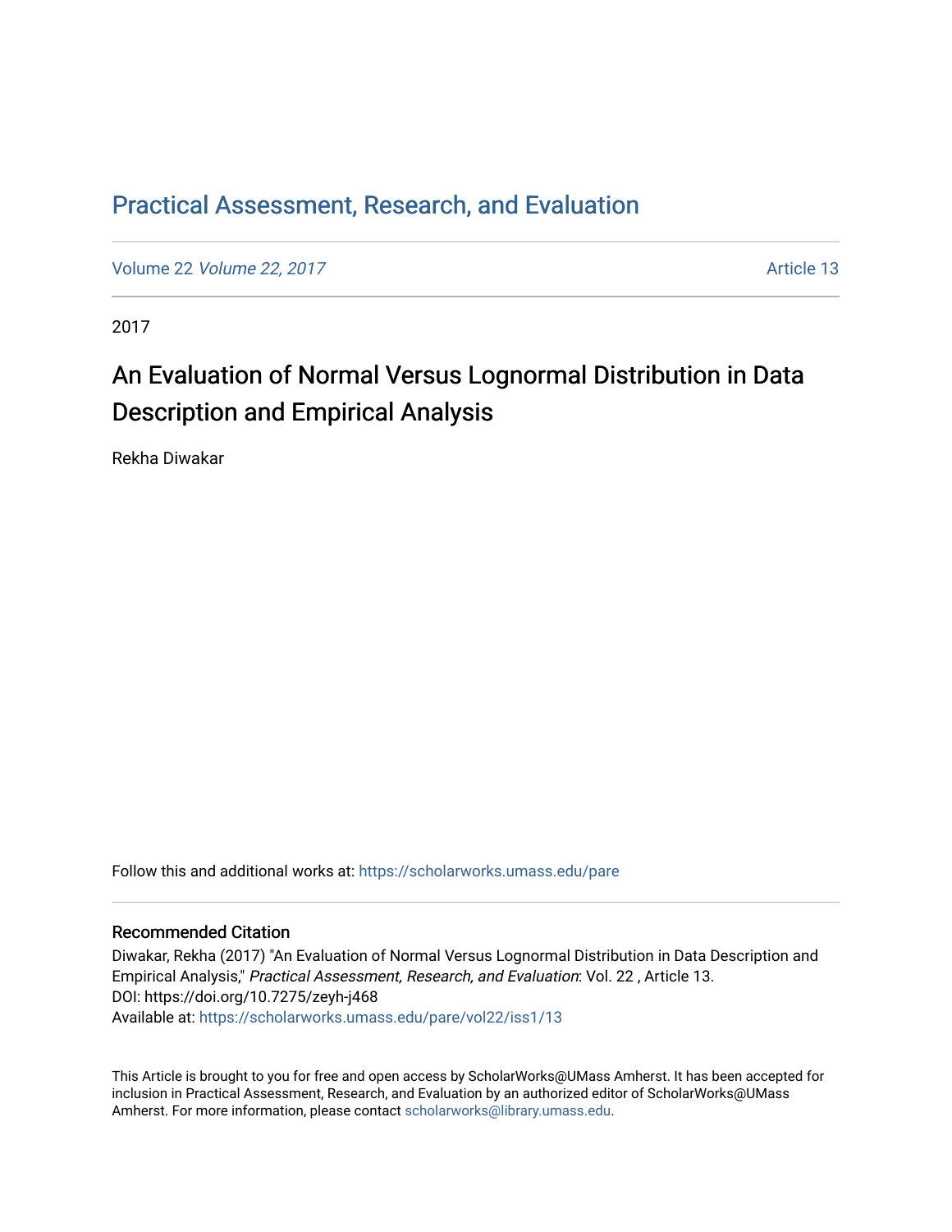# Practical Assessment, Research, and Evaluation

Volume 22 *Volume 22, 2017* Article 13

2017

## An Evaluation of Normal Versus Lognormal Distribution in Data Description and Empirical Analysis

Rekha Diwakar

Follow this and additional works at: https://scholarworks.umass.edu/pare

### Recommended Citation

Diwakar, Rekha (2017) "An Evaluation of Normal Versus Lognormal Distribution in Data Description and Empirical Analysis," *Practical Assessment, Research, and Evaluation*: Vol. 22 , Article 13.
DOI: https://doi.org/10.7275/zeyh-j468
Available at: https://scholarworks.umass.edu/pare/vol22/iss1/13

This Article is brought to you for free and open access by ScholarWorks@UMass Amherst. It has been accepted for inclusion in Practical Assessment, Research, and Evaluation by an authorized editor of ScholarWorks@UMass Amherst. For more information, please contact scholarworks@library.umass.edu.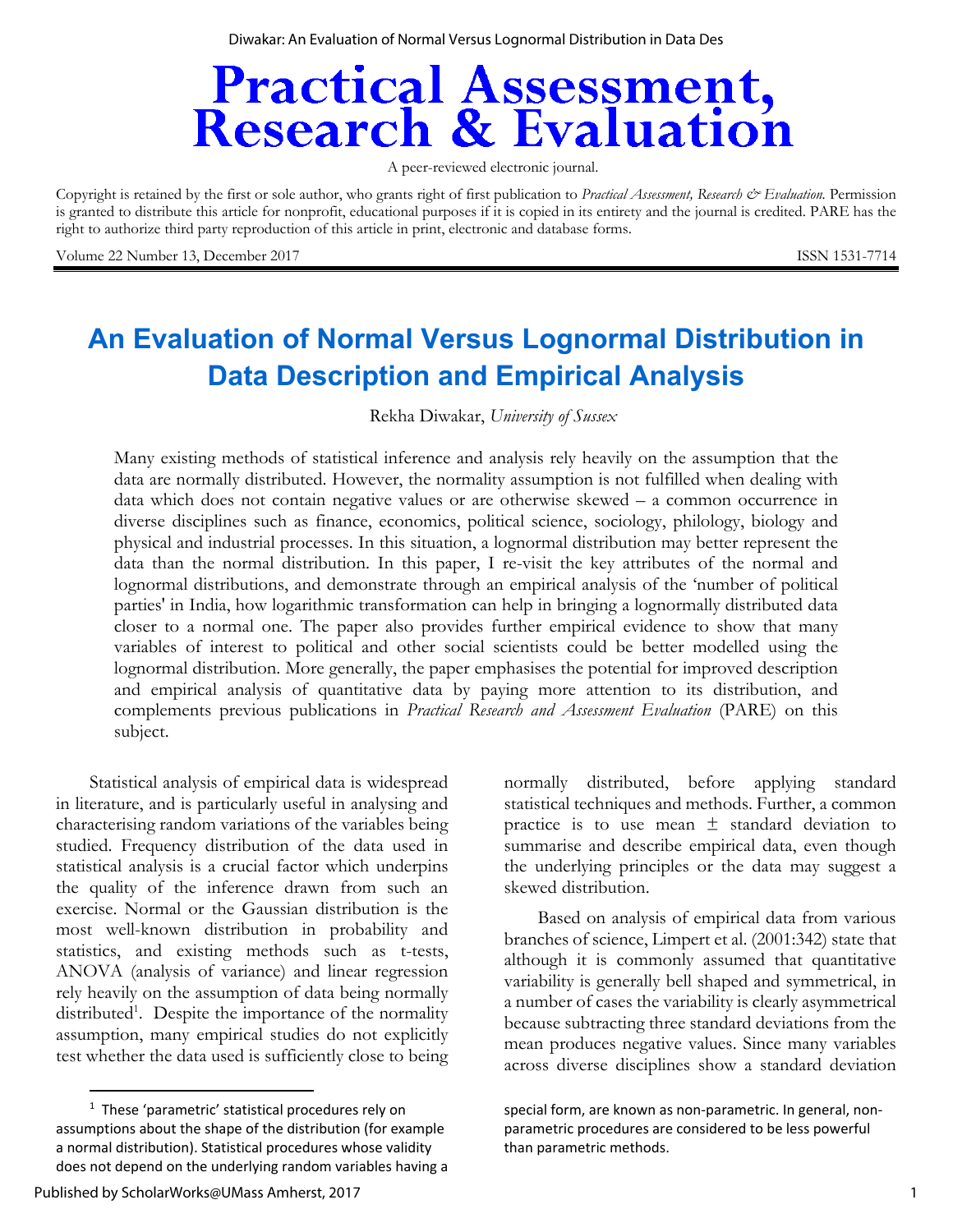Practical Assessment, Research & Evaluation

A peer-reviewed electronic journal.

Copyright is retained by the first or sole author, who grants right of first publication to *Practical Assessment, Research & Evaluation.* Permission is granted to distribute this article for nonprofit, educational purposes if it is copied in its entirety and the journal is credited. PARE has the right to authorize third party reproduction of this article in print, electronic and database forms.

Volume 22 Number 13, December 2017 ISSN 1531-7714

# An Evaluation of Normal Versus Lognormal Distribution in Data Description and Empirical Analysis

Rekha Diwakar, *University of Sussex*

Many existing methods of statistical inference and analysis rely heavily on the assumption that the data are normally distributed. However, the normality assumption is not fulfilled when dealing with data which does not contain negative values or are otherwise skewed – a common occurrence in diverse disciplines such as finance, economics, political science, sociology, philology, biology and physical and industrial processes. In this situation, a lognormal distribution may better represent the data than the normal distribution. In this paper, I re-visit the key attributes of the normal and lognormal distributions, and demonstrate through an empirical analysis of the 'number of political parties' in India, how logarithmic transformation can help in bringing a lognormally distributed data closer to a normal one. The paper also provides further empirical evidence to show that many variables of interest to political and other social scientists could be better modelled using the lognormal distribution. More generally, the paper emphasises the potential for improved description and empirical analysis of quantitative data by paying more attention to its distribution, and complements previous publications in *Practical Research and Assessment Evaluation* (PARE) on this subject.

Statistical analysis of empirical data is widespread in literature, and is particularly useful in analysing and characterising random variations of the variables being studied. Frequency distribution of the data used in statistical analysis is a crucial factor which underpins the quality of the inference drawn from such an exercise. Normal or the Gaussian distribution is the most well-known distribution in probability and statistics, and existing methods such as t-tests, ANOVA (analysis of variance) and linear regression rely heavily on the assumption of data being normally distributed[1]. Despite the importance of the normality assumption, many empirical studies do not explicitly test whether the data used is sufficiently close to being normally distributed, before applying standard statistical techniques and methods. Further, a common practice is to use mean ± standard deviation to summarise and describe empirical data, even though the underlying principles or the data may suggest a skewed distribution.

Based on analysis of empirical data from various branches of science, Limpert et al. (2001:342) state that although it is commonly assumed that quantitative variability is generally bell shaped and symmetrical, in a number of cases the variability is clearly asymmetrical because subtracting three standard deviations from the mean produces negative values. Since many variables across diverse disciplines show a standard deviation

[1] These 'parametric' statistical procedures rely on assumptions about the shape of the distribution (for example a normal distribution). Statistical procedures whose validity does not depend on the underlying random variables having a special form, are known as non-parametric. In general, non-parametric procedures are considered to be less powerful than parametric methods.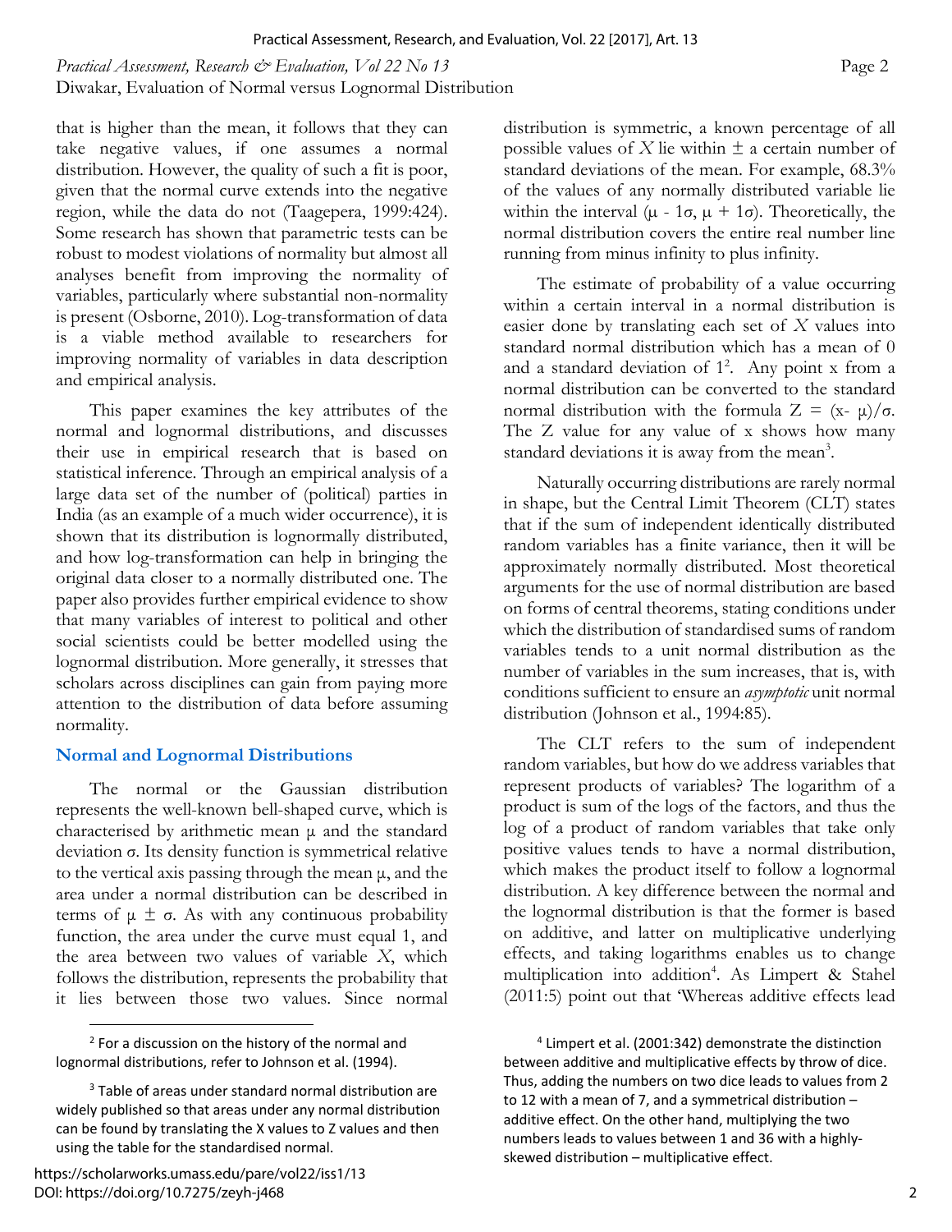that is higher than the mean, it follows that they can take negative values, if one assumes a normal distribution. However, the quality of such a fit is poor, given that the normal curve extends into the negative region, while the data do not (Taagepera, 1999:424). Some research has shown that parametric tests can be robust to modest violations of normality but almost all analyses benefit from improving the normality of variables, particularly where substantial non-normality is present (Osborne, 2010). Log-transformation of data is a viable method available to researchers for improving normality of variables in data description and empirical analysis.

This paper examines the key attributes of the normal and lognormal distributions, and discusses their use in empirical research that is based on statistical inference. Through an empirical analysis of a large data set of the number of (political) parties in India (as an example of a much wider occurrence), it is shown that its distribution is lognormally distributed, and how log-transformation can help in bringing the original data closer to a normally distributed one. The paper also provides further empirical evidence to show that many variables of interest to political and other social scientists could be better modelled using the lognormal distribution. More generally, it stresses that scholars across disciplines can gain from paying more attention to the distribution of data before assuming normality.

## Normal and Lognormal Distributions

The normal or the Gaussian distribution represents the well-known bell-shaped curve, which is characterised by arithmetic mean $\mu$ and the standard deviation $\sigma$. Its density function is symmetrical relative to the vertical axis passing through the mean $\mu$, and the area under a normal distribution can be described in terms of $\mu \pm \sigma$. As with any continuous probability function, the area under the curve must equal 1, and the area between two values of variable $X$, which follows the distribution, represents the probability that it lies between those two values. Since normal distribution is symmetric, a known percentage of all possible values of $X$ lie within $\pm$ a certain number of standard deviations of the mean. For example, 68.3% of the values of any normally distributed variable lie within the interval ($\mu$ - 1$\sigma$, $\mu$ + 1$\sigma$). Theoretically, the normal distribution covers the entire real number line running from minus infinity to plus infinity.

The estimate of probability of a value occurring within a certain interval in a normal distribution is easier done by translating each set of $X$ values into standard normal distribution which has a mean of 0 and a standard deviation of 1[2]. Any point x from a normal distribution can be converted to the standard normal distribution with the formula $Z = (x - \mu)/\sigma$. The Z value for any value of x shows how many standard deviations it is away from the mean[3].

Naturally occurring distributions are rarely normal in shape, but the Central Limit Theorem (CLT) states that if the sum of independent identically distributed random variables has a finite variance, then it will be approximately normally distributed. Most theoretical arguments for the use of normal distribution are based on forms of central theorems, stating conditions under which the distribution of standardised sums of random variables tends to a unit normal distribution as the number of variables in the sum increases, that is, with conditions sufficient to ensure an *asymptotic* unit normal distribution (Johnson et al., 1994:85).

The CLT refers to the sum of independent random variables, but how do we address variables that represent products of variables? The logarithm of a product is sum of the logs of the factors, and thus the log of a product of random variables that take only positive values tends to have a normal distribution, which makes the product itself to follow a lognormal distribution. A key difference between the normal and the lognormal distribution is that the former is based on additive, and latter on multiplicative underlying effects, and taking logarithms enables us to change multiplication into addition[4]. As Limpert & Stahel (2011:5) point out that 'Whereas additive effects lead

[2] For a discussion on the history of the normal and lognormal distributions, refer to Johnson et al. (1994).

[3] Table of areas under standard normal distribution are widely published so that areas under any normal distribution can be found by translating the X values to Z values and then using the table for the standardised normal.

[4] Limpert et al. (2001:342) demonstrate the distinction between additive and multiplicative effects by throw of dice. Thus, adding the numbers on two dice leads to values from 2 to 12 with a mean of 7, and a symmetrical distribution – additive effect. On the other hand, multiplying the two numbers leads to values between 1 and 36 with a highly-skewed distribution – multiplicative effect.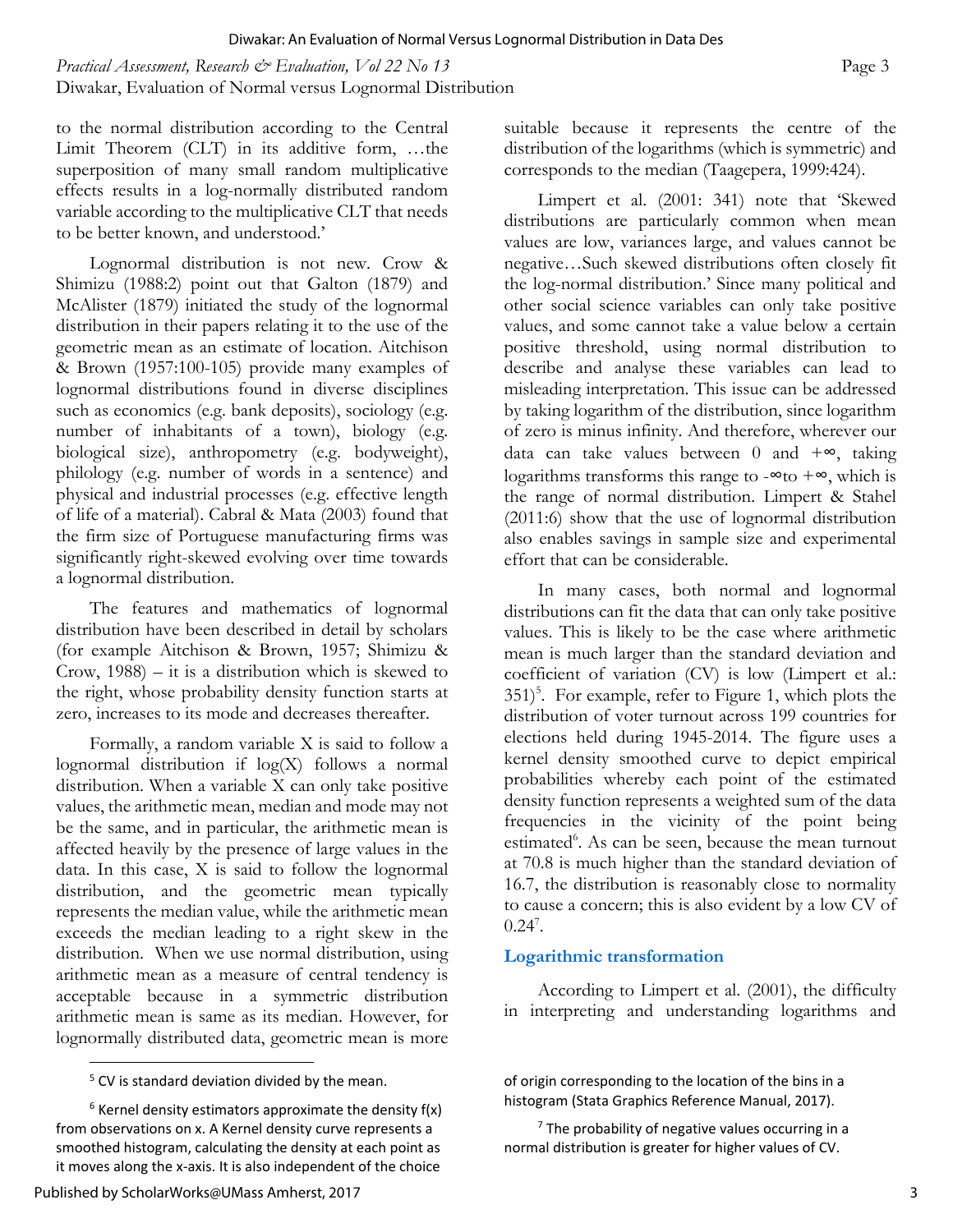to the normal distribution according to the Central Limit Theorem (CLT) in its additive form, …the superposition of many small random multiplicative effects results in a log-normally distributed random variable according to the multiplicative CLT that needs to be better known, and understood.'

Lognormal distribution is not new. Crow & Shimizu (1988:2) point out that Galton (1879) and McAlister (1879) initiated the study of the lognormal distribution in their papers relating it to the use of the geometric mean as an estimate of location. Aitchison & Brown (1957:100-105) provide many examples of lognormal distributions found in diverse disciplines such as economics (e.g. bank deposits), sociology (e.g. number of inhabitants of a town), biology (e.g. biological size), anthropometry (e.g. bodyweight), philology (e.g. number of words in a sentence) and physical and industrial processes (e.g. effective length of life of a material). Cabral & Mata (2003) found that the firm size of Portuguese manufacturing firms was significantly right-skewed evolving over time towards a lognormal distribution.

The features and mathematics of lognormal distribution have been described in detail by scholars (for example Aitchison & Brown, 1957; Shimizu & Crow, 1988) – it is a distribution which is skewed to the right, whose probability density function starts at zero, increases to its mode and decreases thereafter.

Formally, a random variable X is said to follow a lognormal distribution if log(X) follows a normal distribution. When a variable X can only take positive values, the arithmetic mean, median and mode may not be the same, and in particular, the arithmetic mean is affected heavily by the presence of large values in the data. In this case, X is said to follow the lognormal distribution, and the geometric mean typically represents the median value, while the arithmetic mean exceeds the median leading to a right skew in the distribution. When we use normal distribution, using arithmetic mean as a measure of central tendency is acceptable because in a symmetric distribution arithmetic mean is same as its median. However, for lognormally distributed data, geometric mean is more suitable because it represents the centre of the distribution of the logarithms (which is symmetric) and corresponds to the median (Taagepera, 1999:424).

Limpert et al. (2001: 341) note that 'Skewed distributions are particularly common when mean values are low, variances large, and values cannot be negative…Such skewed distributions often closely fit the log-normal distribution.' Since many political and other social science variables can only take positive values, and some cannot take a value below a certain positive threshold, using normal distribution to describe and analyse these variables can lead to misleading interpretation. This issue can be addressed by taking logarithm of the distribution, since logarithm of zero is minus infinity. And therefore, wherever our data can take values between 0 and $+\infty$, taking logarithms transforms this range to $-\infty$ to $+\infty$, which is the range of normal distribution. Limpert & Stahel (2011:6) show that the use of lognormal distribution also enables savings in sample size and experimental effort that can be considerable.

In many cases, both normal and lognormal distributions can fit the data that can only take positive values. This is likely to be the case where arithmetic mean is much larger than the standard deviation and coefficient of variation (CV) is low (Limpert et al.: 351)[5]. For example, refer to Figure 1, which plots the distribution of voter turnout across 199 countries for elections held during 1945-2014. The figure uses a kernel density smoothed curve to depict empirical probabilities whereby each point of the estimated density function represents a weighted sum of the data frequencies in the vicinity of the point being estimated[6]. As can be seen, because the mean turnout at 70.8 is much higher than the standard deviation of 16.7, the distribution is reasonably close to normality to cause a concern; this is also evident by a low CV of 0.24[7].

## Logarithmic transformation

According to Limpert et al. (2001), the difficulty in interpreting and understanding logarithms and

---

[5] CV is standard deviation divided by the mean.

[6] Kernel density estimators approximate the density f(x) from observations on x. A Kernel density curve represents a smoothed histogram, calculating the density at each point as it moves along the x-axis. It is also independent of the choice of origin corresponding to the location of the bins in a histogram (Stata Graphics Reference Manual, 2017).

[7] The probability of negative values occurring in a normal distribution is greater for higher values of CV.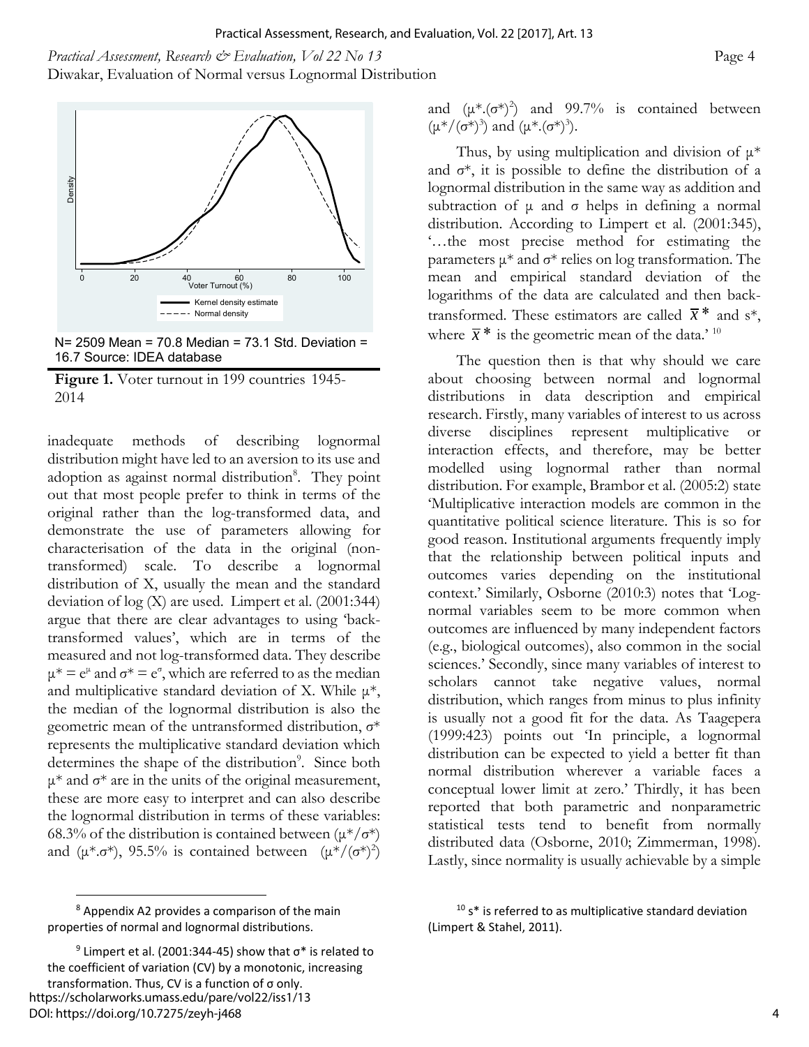N= 2509 Mean = 70.8 Median = 73.1 Std. Deviation = 16.7 Source: IDEA database

**Figure 1.** Voter turnout in 199 countries 1945-2014

inadequate methods of describing lognormal distribution might have led to an aversion to its use and adoption as against normal distribution[8]. They point out that most people prefer to think in terms of the original rather than the log-transformed data, and demonstrate the use of parameters allowing for characterisation of the data in the original (non-transformed) scale. To describe a lognormal distribution of X, usually the mean and the standard deviation of log (X) are used. Limpert et al. (2001:344) argue that there are clear advantages to using 'back-transformed values', which are in terms of the measured and not log-transformed data. They describe $\mu^* = e^{\mu}$ and $\sigma^* = e^{\sigma}$, which are referred to as the median and multiplicative standard deviation of X. While $\mu^*$, the median of the lognormal distribution is also the geometric mean of the untransformed distribution, $\sigma^*$ represents the multiplicative standard deviation which determines the shape of the distribution[9]. Since both $\mu^*$ and $\sigma^*$ are in the units of the original measurement, these are more easy to interpret and can also describe the lognormal distribution in terms of these variables: 68.3% of the distribution is contained between $(\mu^*/\sigma^*)$ and $(\mu^*.\sigma^*)$, 95.5% is contained between $(\mu^*/(\sigma^*)^2)$ and $(\mu^*.(\sigma^*)^2)$ and 99.7% is contained between $(\mu^*/(\sigma^*)^3)$ and $(\mu^*.(\sigma^*)^3)$.

Thus, by using multiplication and division of $\mu^*$ and $\sigma^*$, it is possible to define the distribution of a lognormal distribution in the same way as addition and subtraction of $\mu$ and $\sigma$ helps in defining a normal distribution. According to Limpert et al. (2001:345), '…the most precise method for estimating the parameters $\mu^*$ and $\sigma^*$ relies on log transformation. The mean and empirical standard deviation of the logarithms of the data are calculated and then back-transformed. These estimators are called $\bar{x}^*$ and s*, where $\bar{x}^*$ is the geometric mean of the data.'[10]

The question then is that why should we care about choosing between normal and lognormal distributions in data description and empirical research. Firstly, many variables of interest to us across diverse disciplines represent multiplicative or interaction effects, and therefore, may be better modelled using lognormal rather than normal distribution. For example, Brambor et al. (2005:2) state 'Multiplicative interaction models are common in the quantitative political science literature. This is so for good reason. Institutional arguments frequently imply that the relationship between political inputs and outcomes varies depending on the institutional context.' Similarly, Osborne (2010:3) notes that 'Log-normal variables seem to be more common when outcomes are influenced by many independent factors (e.g., biological outcomes), also common in the social sciences.' Secondly, since many variables of interest to scholars cannot take negative values, normal distribution, which ranges from minus to plus infinity is usually not a good fit for the data. As Taagepera (1999:423) points out 'In principle, a lognormal distribution can be expected to yield a better fit than normal distribution wherever a variable faces a conceptual lower limit at zero.' Thirdly, it has been reported that both parametric and nonparametric statistical tests tend to benefit from normally distributed data (Osborne, 2010; Zimmerman, 1998). Lastly, since normality is usually achievable by a simple

[8] Appendix A2 provides a comparison of the main properties of normal and lognormal distributions.

[9] Limpert et al. (2001:344-45) show that σ* is related to the coefficient of variation (CV) by a monotonic, increasing transformation. Thus, CV is a function of σ only.

[10] s* is referred to as multiplicative standard deviation (Limpert & Stahel, 2011).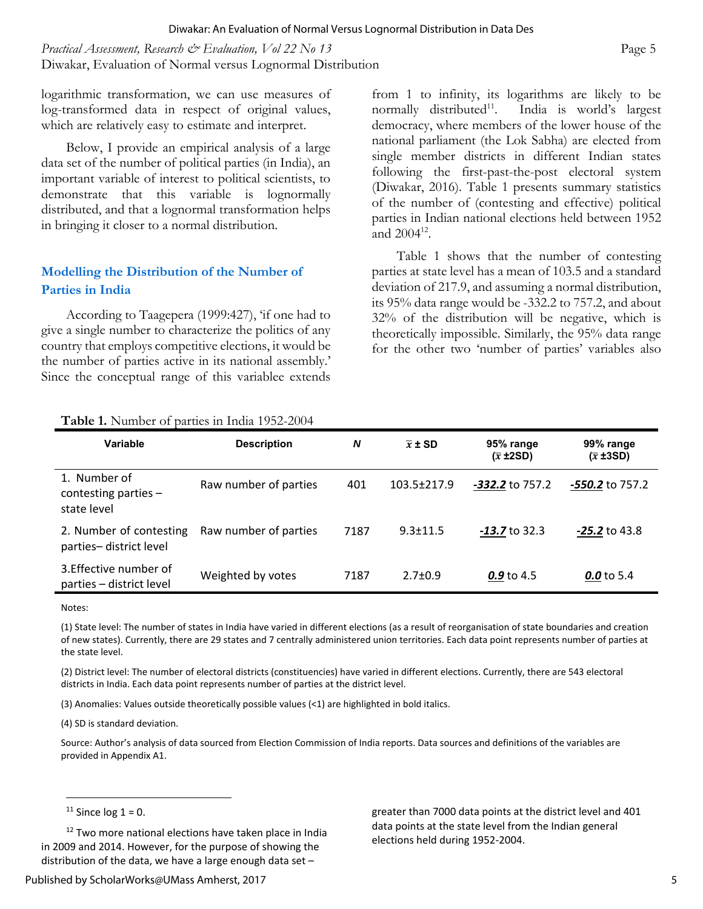logarithmic transformation, we can use measures of log-transformed data in respect of original values, which are relatively easy to estimate and interpret.

Below, I provide an empirical analysis of a large data set of the number of political parties (in India), an important variable of interest to political scientists, to demonstrate that this variable is lognormally distributed, and that a lognormal transformation helps in bringing it closer to a normal distribution.

## Modelling the Distribution of the Number of Parties in India

According to Taagepera (1999:427), 'if one had to give a single number to characterize the politics of any country that employs competitive elections, it would be the number of parties active in its national assembly.' Since the conceptual range of this variablee extends from 1 to infinity, its logarithms are likely to be normally distributed[11]. India is world's largest democracy, where members of the lower house of the national parliament (the Lok Sabha) are elected from single member districts in different Indian states following the first-past-the-post electoral system (Diwakar, 2016). Table 1 presents summary statistics of the number of (contesting and effective) political parties in Indian national elections held between 1952 and 2004[12].

Table 1 shows that the number of contesting parties at state level has a mean of 103.5 and a standard deviation of 217.9, and assuming a normal distribution, its 95% data range would be -332.2 to 757.2, and about 32% of the distribution will be negative, which is theoretically impossible. Similarly, the 95% data range for the other two 'number of parties' variables also

**Table 1.** Number of parties in India 1952-2004

| Variable | Description | *N* | $\bar{x} \pm$ SD | 95% range ($\bar{x}$ ±2SD) | 99% range ($\bar{x}$ ±3SD) |
|---|---|---|---|---|---|
| 1. Number of contesting parties – state level | Raw number of parties | 401 | 103.5±217.9 | ***-332.2*** to 757.2 | ***-550.2*** to 757.2 |
| 2. Number of contesting parties– district level | Raw number of parties | 7187 | 9.3±11.5 | ***-13.7*** to 32.3 | ***-25.2*** to 43.8 |
| 3.Effective number of parties – district level | Weighted by votes | 7187 | 2.7±0.9 | ***0.9*** to 4.5 | ***0.0*** to 5.4 |

Notes:

(1) State level: The number of states in India have varied in different elections (as a result of reorganisation of state boundaries and creation of new states). Currently, there are 29 states and 7 centrally administered union territories. Each data point represents number of parties at the state level.

(2) District level: The number of electoral districts (constituencies) have varied in different elections. Currently, there are 543 electoral districts in India. Each data point represents number of parties at the district level.

(3) Anomalies: Values outside theoretically possible values (<1) are highlighted in bold italics.

(4) SD is standard deviation.

Source: Author's analysis of data sourced from Election Commission of India reports. Data sources and definitions of the variables are provided in Appendix A1.

---

[11] Since log 1 = 0.

[12] Two more national elections have taken place in India in 2009 and 2014. However, for the purpose of showing the distribution of the data, we have a large enough data set – greater than 7000 data points at the district level and 401 data points at the state level from the Indian general elections held during 1952-2004.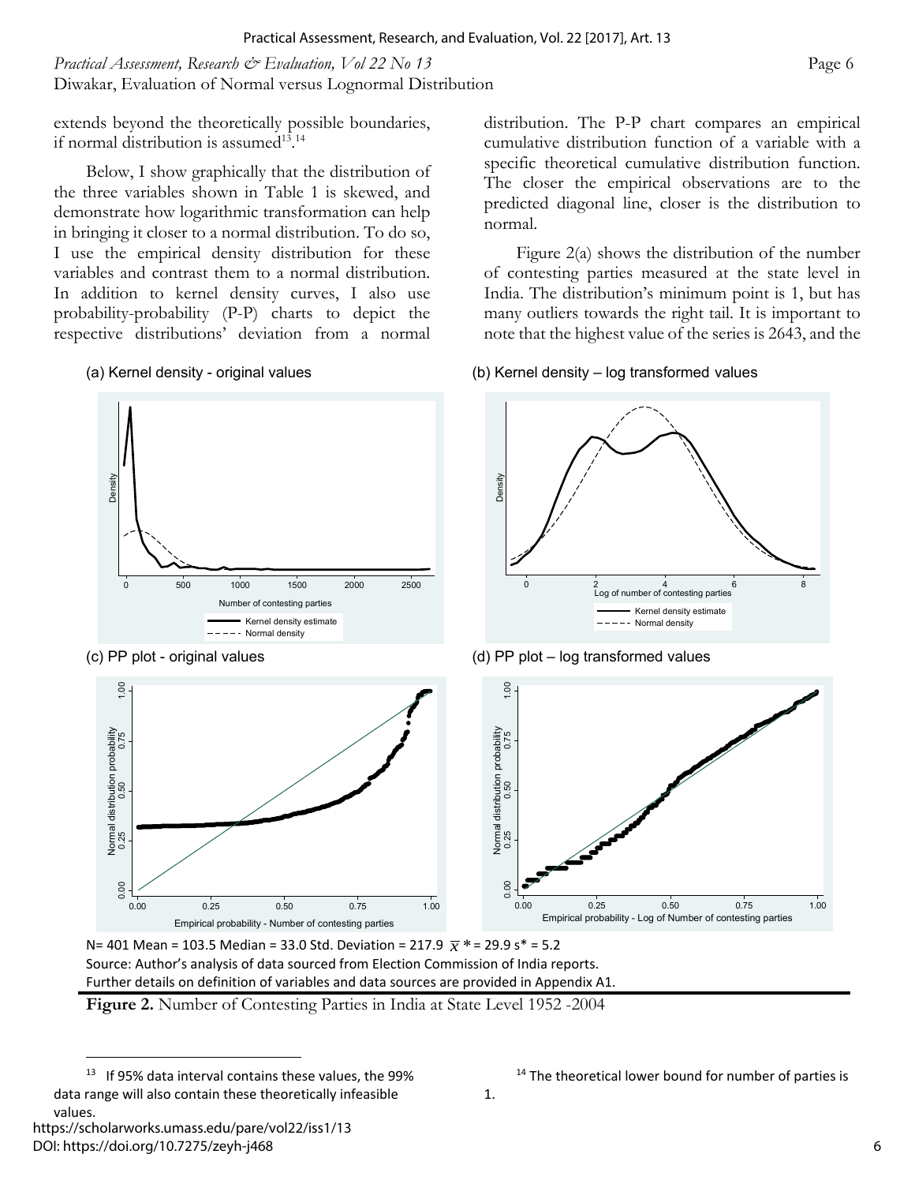extends beyond the theoretically possible boundaries, if normal distribution is assumed[13].[14]

Below, I show graphically that the distribution of the three variables shown in Table 1 is skewed, and demonstrate how logarithmic transformation can help in bringing it closer to a normal distribution. To do so, I use the empirical density distribution for these variables and contrast them to a normal distribution. In addition to kernel density curves, I also use probability-probability (P-P) charts to depict the respective distributions' deviation from a normal distribution. The P-P chart compares an empirical cumulative distribution function of a variable with a specific theoretical cumulative distribution function. The closer the empirical observations are to the predicted diagonal line, closer is the distribution to normal.

Figure 2(a) shows the distribution of the number of contesting parties measured at the state level in India. The distribution's minimum point is 1, but has many outliers towards the right tail. It is important to note that the highest value of the series is 2643, and the

(a) Kernel density - original values

(b) Kernel density – log transformed values

(c) PP plot - original values

(d) PP plot – log transformed values

N= 401 Mean = 103.5 Median = 33.0 Std. Deviation = 217.9 $\overline{x}* = 29.9$ $s* = 5.2$

Source: Author's analysis of data sourced from Election Commission of India reports.

Further details on definition of variables and data sources are provided in Appendix A1.

**Figure 2.** Number of Contesting Parties in India at State Level 1952 -2004

---

[13] If 95% data interval contains these values, the 99% data range will also contain these theoretically infeasible values.

[14] The theoretical lower bound for number of parties is 1.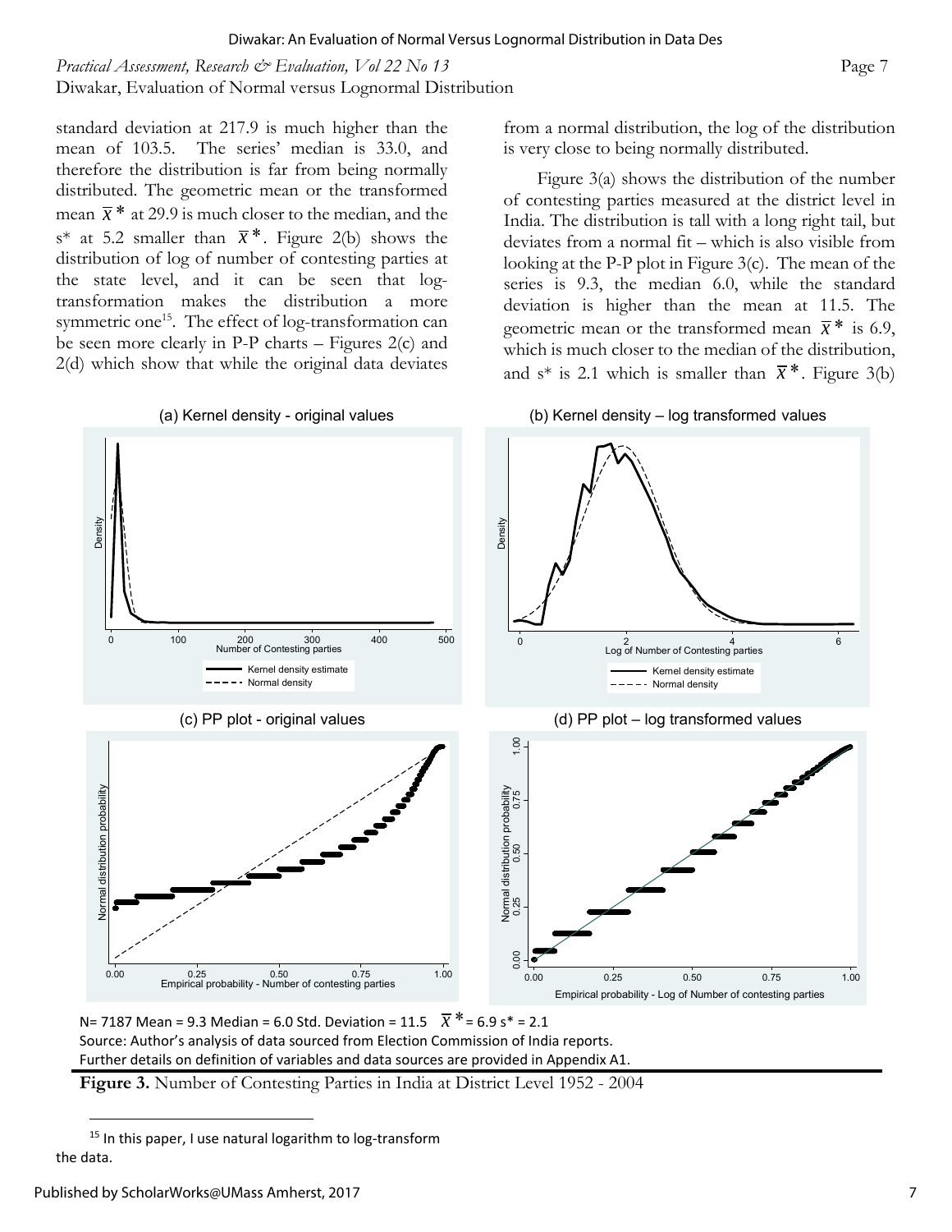standard deviation at 217.9 is much higher than the mean of 103.5. The series' median is 33.0, and therefore the distribution is far from being normally distributed. The geometric mean or the transformed mean $\overline{x}^*$ at 29.9 is much closer to the median, and the s* at 5.2 smaller than $\overline{x}^*$. Figure 2(b) shows the distribution of log of number of contesting parties at the state level, and it can be seen that log-transformation makes the distribution a more symmetric one[15]. The effect of log-transformation can be seen more clearly in P-P charts – Figures 2(c) and 2(d) which show that while the original data deviates from a normal distribution, the log of the distribution is very close to being normally distributed.

Figure 3(a) shows the distribution of the number of contesting parties measured at the district level in India. The distribution is tall with a long right tail, but deviates from a normal fit – which is also visible from looking at the P-P plot in Figure 3(c). The mean of the series is 9.3, the median 6.0, while the standard deviation is higher than the mean at 11.5. The geometric mean or the transformed mean $\overline{x}^*$ is 6.9, which is much closer to the median of the distribution, and s* is 2.1 which is smaller than $\overline{x}^*$. Figure 3(b)

N= 7187 Mean = 9.3 Median = 6.0 Std. Deviation = 11.5 $\overline{x}^*$ = 6.9 s* = 2.1

Source: Author's analysis of data sourced from Election Commission of India reports.

Further details on definition of variables and data sources are provided in Appendix A1.

**Figure 3.** Number of Contesting Parties in India at District Level 1952 - 2004

---

[15] In this paper, I use natural logarithm to log-transform the data.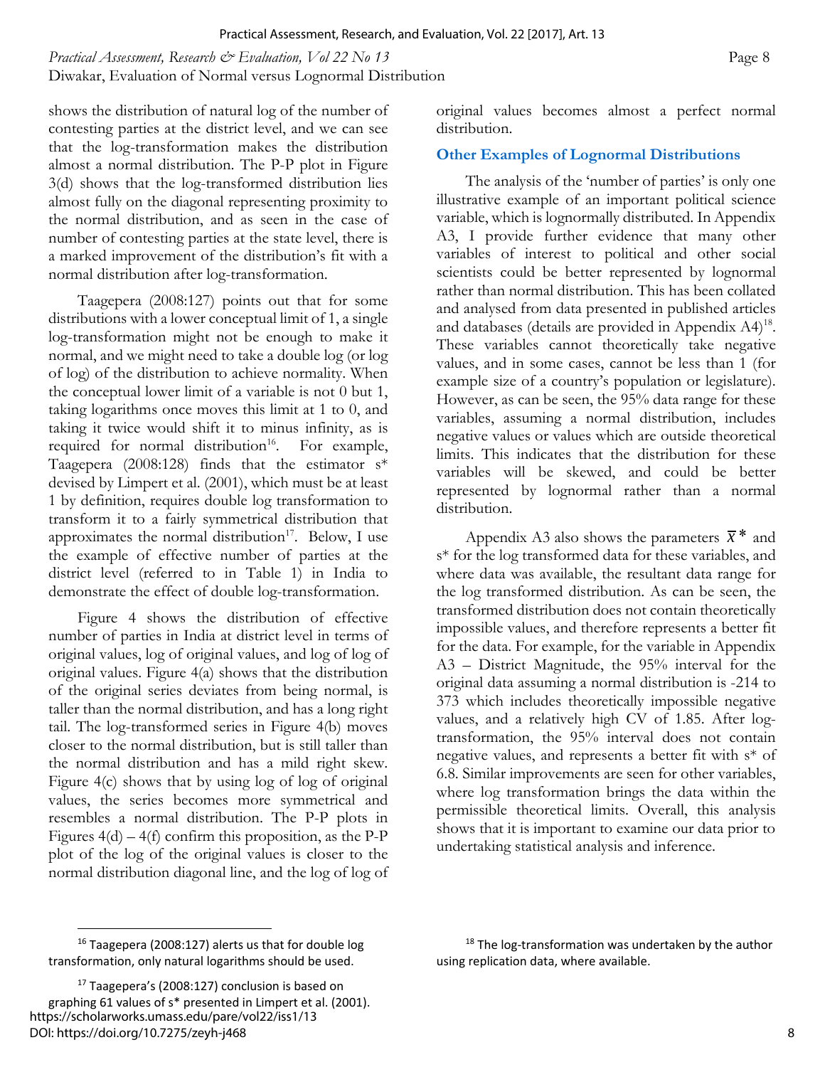shows the distribution of natural log of the number of contesting parties at the district level, and we can see that the log-transformation makes the distribution almost a normal distribution. The P-P plot in Figure 3(d) shows that the log-transformed distribution lies almost fully on the diagonal representing proximity to the normal distribution, and as seen in the case of number of contesting parties at the state level, there is a marked improvement of the distribution's fit with a normal distribution after log-transformation.

Taagepera (2008:127) points out that for some distributions with a lower conceptual limit of 1, a single log-transformation might not be enough to make it normal, and we might need to take a double log (or log of log) of the distribution to achieve normality. When the conceptual lower limit of a variable is not 0 but 1, taking logarithms once moves this limit at 1 to 0, and taking it twice would shift it to minus infinity, as is required for normal distribution[16]. For example, Taagepera (2008:128) finds that the estimator s* devised by Limpert et al. (2001), which must be at least 1 by definition, requires double log transformation to transform it to a fairly symmetrical distribution that approximates the normal distribution[17]. Below, I use the example of effective number of parties at the district level (referred to in Table 1) in India to demonstrate the effect of double log-transformation.

Figure 4 shows the distribution of effective number of parties in India at district level in terms of original values, log of original values, and log of log of original values. Figure 4(a) shows that the distribution of the original series deviates from being normal, is taller than the normal distribution, and has a long right tail. The log-transformed series in Figure 4(b) moves closer to the normal distribution, but is still taller than the normal distribution and has a mild right skew. Figure 4(c) shows that by using log of log of original values, the series becomes more symmetrical and resembles a normal distribution. The P-P plots in Figures 4(d) – 4(f) confirm this proposition, as the P-P plot of the log of the original values is closer to the normal distribution diagonal line, and the log of log of original values becomes almost a perfect normal distribution.

### Other Examples of Lognormal Distributions

The analysis of the 'number of parties' is only one illustrative example of an important political science variable, which is lognormally distributed. In Appendix A3, I provide further evidence that many other variables of interest to political and other social scientists could be better represented by lognormal rather than normal distribution. This has been collated and analysed from data presented in published articles and databases (details are provided in Appendix A4)[18]. These variables cannot theoretically take negative values, and in some cases, cannot be less than 1 (for example size of a country's population or legislature). However, as can be seen, the 95% data range for these variables, assuming a normal distribution, includes negative values or values which are outside theoretical limits. This indicates that the distribution for these variables will be skewed, and could be better represented by lognormal rather than a normal distribution.

Appendix A3 also shows the parameters $\bar{x}^*$ and s* for the log transformed data for these variables, and where data was available, the resultant data range for the log transformed distribution. As can be seen, the transformed distribution does not contain theoretically impossible values, and therefore represents a better fit for the data. For example, for the variable in Appendix A3 – District Magnitude, the 95% interval for the original data assuming a normal distribution is -214 to 373 which includes theoretically impossible negative values, and a relatively high CV of 1.85. After log-transformation, the 95% interval does not contain negative values, and represents a better fit with s* of 6.8. Similar improvements are seen for other variables, where log transformation brings the data within the permissible theoretical limits. Overall, this analysis shows that it is important to examine our data prior to undertaking statistical analysis and inference.

---

[16] Taagepera (2008:127) alerts us that for double log transformation, only natural logarithms should be used.

[17] Taagepera's (2008:127) conclusion is based on graphing 61 values of s* presented in Limpert et al. (2001).

[18] The log-transformation was undertaken by the author using replication data, where available.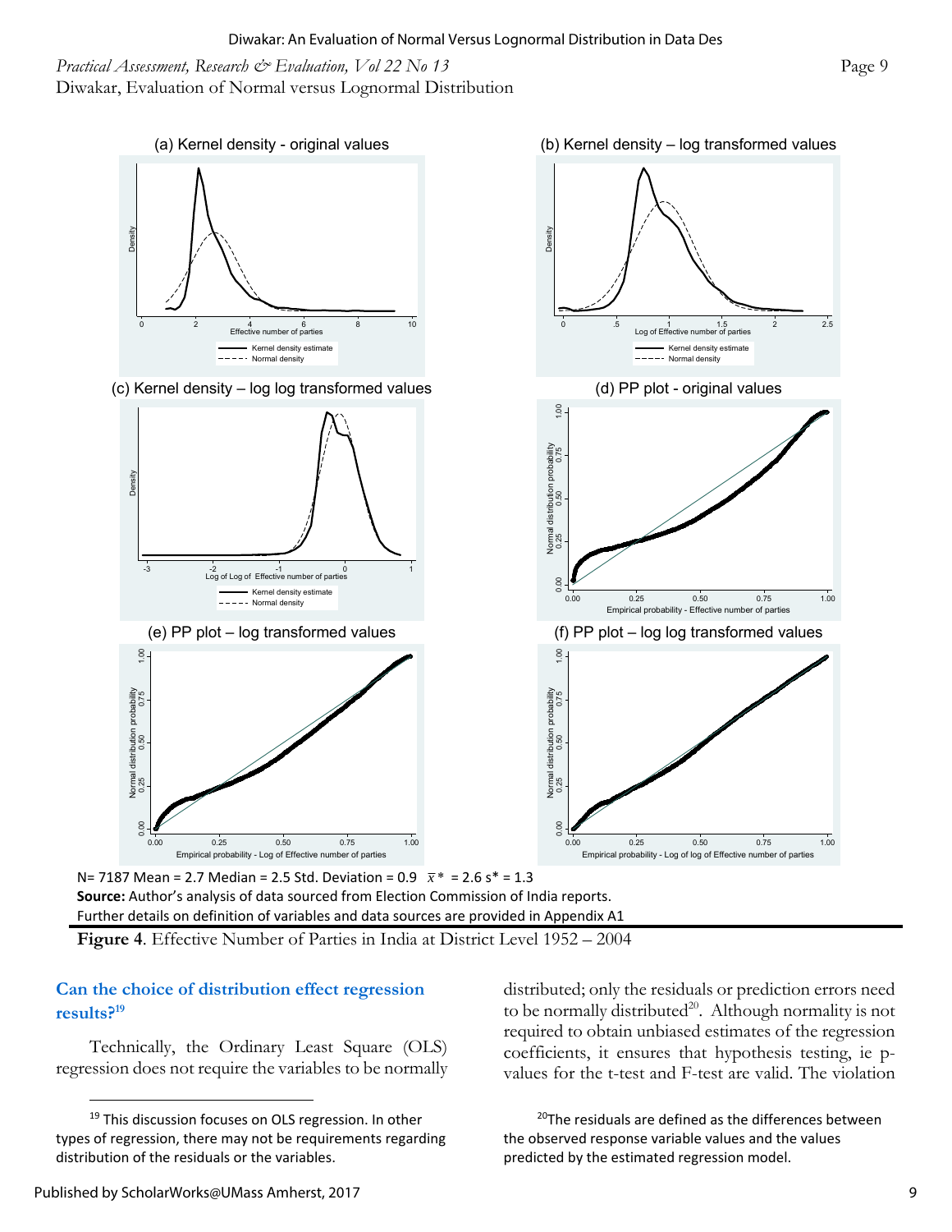(a) Kernel density - original values

(b) Kernel density – log transformed values

(c) Kernel density – log log transformed values

(d) PP plot - original values

(e) PP plot – log transformed values

(f) PP plot – log log transformed values

N= 7187 Mean = 2.7 Median = 2.5 Std. Deviation = 0.9 $\bar{x}$* = 2.6 s* = 1.3

**Source:** Author's analysis of data sourced from Election Commission of India reports.

Further details on definition of variables and data sources are provided in Appendix A1

**Figure 4**. Effective Number of Parties in India at District Level 1952 – 2004

## Can the choice of distribution effect regression results?[19]

Technically, the Ordinary Least Square (OLS) regression does not require the variables to be normally distributed; only the residuals or prediction errors need to be normally distributed[20]. Although normality is not required to obtain unbiased estimates of the regression coefficients, it ensures that hypothesis testing, ie p-values for the t-test and F-test are valid. The violation

[19] This discussion focuses on OLS regression. In other types of regression, there may not be requirements regarding distribution of the residuals or the variables.

[20] The residuals are defined as the differences between the observed response variable values and the values predicted by the estimated regression model.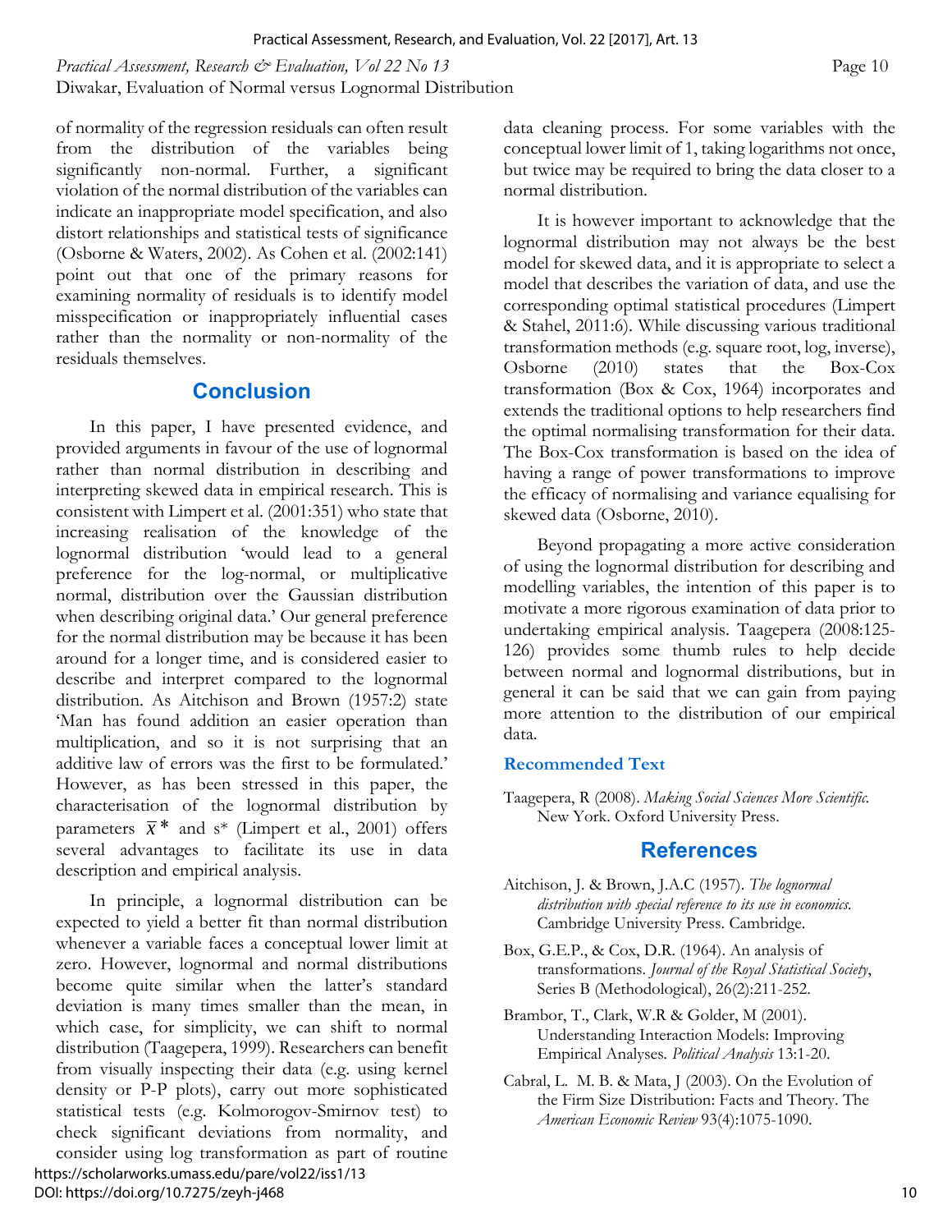of normality of the regression residuals can often result from the distribution of the variables being significantly non-normal. Further, a significant violation of the normal distribution of the variables can indicate an inappropriate model specification, and also distort relationships and statistical tests of significance (Osborne & Waters, 2002). As Cohen et al. (2002:141) point out that one of the primary reasons for examining normality of residuals is to identify model misspecification or inappropriately influential cases rather than the normality or non-normality of the residuals themselves.

## Conclusion

In this paper, I have presented evidence, and provided arguments in favour of the use of lognormal rather than normal distribution in describing and interpreting skewed data in empirical research. This is consistent with Limpert et al. (2001:351) who state that increasing realisation of the knowledge of the lognormal distribution 'would lead to a general preference for the log-normal, or multiplicative normal, distribution over the Gaussian distribution when describing original data.' Our general preference for the normal distribution may be because it has been around for a longer time, and is considered easier to describe and interpret compared to the lognormal distribution. As Aitchison and Brown (1957:2) state 'Man has found addition an easier operation than multiplication, and so it is not surprising that an additive law of errors was the first to be formulated.' However, as has been stressed in this paper, the characterisation of the lognormal distribution by parameters $\bar{x}^*$ and s* (Limpert et al., 2001) offers several advantages to facilitate its use in data description and empirical analysis.

In principle, a lognormal distribution can be expected to yield a better fit than normal distribution whenever a variable faces a conceptual lower limit at zero. However, lognormal and normal distributions become quite similar when the latter's standard deviation is many times smaller than the mean, in which case, for simplicity, we can shift to normal distribution (Taagepera, 1999). Researchers can benefit from visually inspecting their data (e.g. using kernel density or P-P plots), carry out more sophisticated statistical tests (e.g. Kolmorogov-Smirnov test) to check significant deviations from normality, and consider using log transformation as part of routine data cleaning process. For some variables with the conceptual lower limit of 1, taking logarithms not once, but twice may be required to bring the data closer to a normal distribution.

It is however important to acknowledge that the lognormal distribution may not always be the best model for skewed data, and it is appropriate to select a model that describes the variation of data, and use the corresponding optimal statistical procedures (Limpert & Stahel, 2011:6). While discussing various traditional transformation methods (e.g. square root, log, inverse), Osborne (2010) states that the Box-Cox transformation (Box & Cox, 1964) incorporates and extends the traditional options to help researchers find the optimal normalising transformation for their data. The Box-Cox transformation is based on the idea of having a range of power transformations to improve the efficacy of normalising and variance equalising for skewed data (Osborne, 2010).

Beyond propagating a more active consideration of using the lognormal distribution for describing and modelling variables, the intention of this paper is to motivate a more rigorous examination of data prior to undertaking empirical analysis. Taagepera (2008:125-126) provides some thumb rules to help decide between normal and lognormal distributions, but in general it can be said that we can gain from paying more attention to the distribution of our empirical data.

### Recommended Text

Taagepera, R (2008). *Making Social Sciences More Scientific.* New York. Oxford University Press.

## References

Aitchison, J. & Brown, J.A.C (1957). *The lognormal distribution with special reference to its use in economics.* Cambridge University Press. Cambridge.

Box, G.E.P., & Cox, D.R. (1964). An analysis of transformations. *Journal of the Royal Statistical Society*, Series B (Methodological), 26(2):211-252.

Brambor, T., Clark, W.R & Golder, M (2001). Understanding Interaction Models: Improving Empirical Analyses. *Political Analysis* 13:1-20.

Cabral, L. M. B. & Mata, J (2003). On the Evolution of the Firm Size Distribution: Facts and Theory. The *American Economic Review* 93(4):1075-1090.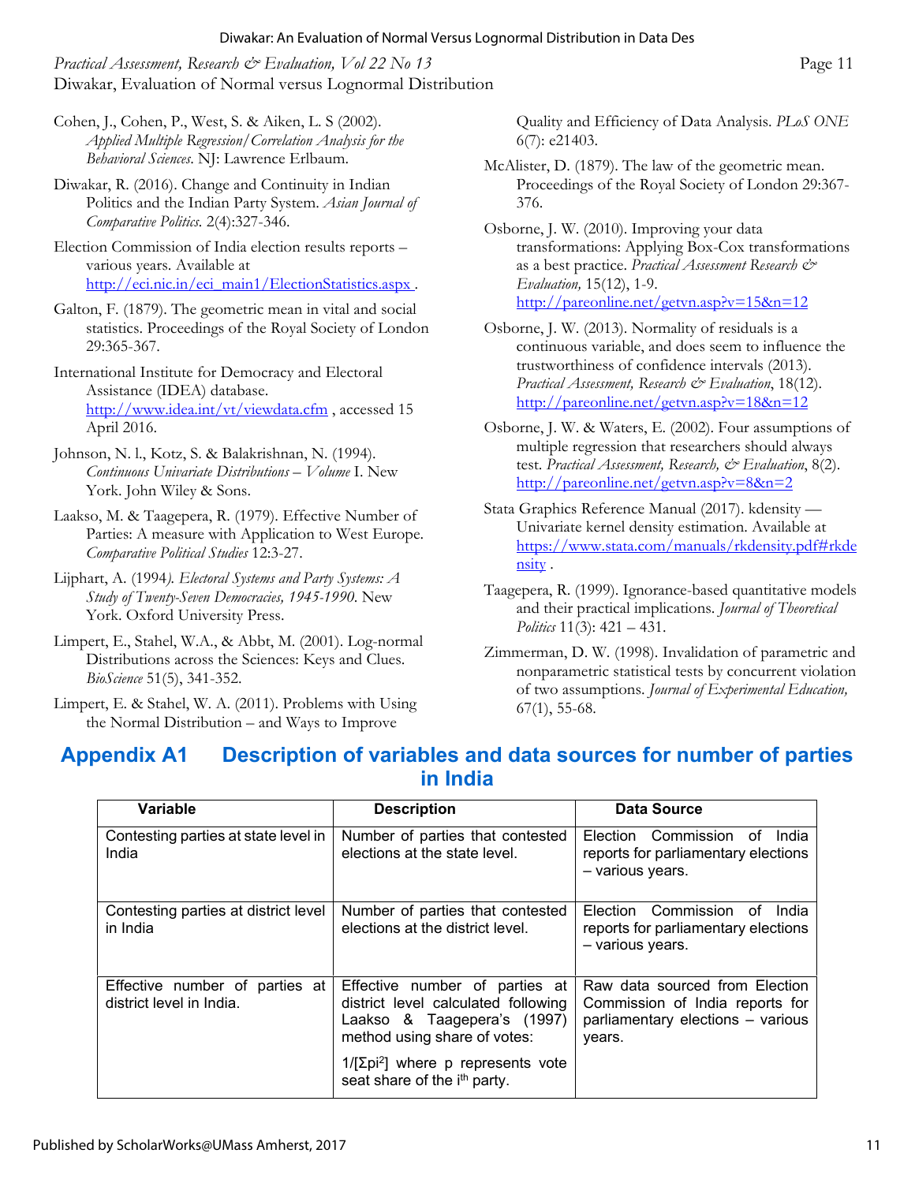Cohen, J., Cohen, P., West, S. & Aiken, L. S (2002). *Applied Multiple Regression/Correlation Analysis for the Behavioral Sciences*. NJ: Lawrence Erlbaum.

Diwakar, R. (2016). Change and Continuity in Indian Politics and the Indian Party System. *Asian Journal of Comparative Politics.* 2(4):327-346.

Election Commission of India election results reports – various years. Available at http://eci.nic.in/eci_main1/ElectionStatistics.aspx .

Galton, F. (1879). The geometric mean in vital and social statistics. Proceedings of the Royal Society of London 29:365-367.

International Institute for Democracy and Electoral Assistance (IDEA) database. http://www.idea.int/vt/viewdata.cfm , accessed 15 April 2016.

Johnson, N. l., Kotz, S. & Balakrishnan, N. (1994). *Continuous Univariate Distributions – Volume* I. New York. John Wiley & Sons.

Laakso, M. & Taagepera, R. (1979). Effective Number of Parties: A measure with Application to West Europe. *Comparative Political Studies* 12:3-27.

Lijphart, A. (1994*). Electoral Systems and Party Systems: A Study of Twenty-Seven Democracies, 1945-1990*. New York. Oxford University Press.

Limpert, E., Stahel, W.A., & Abbt, M. (2001). Log-normal Distributions across the Sciences: Keys and Clues. *BioScience* 51(5), 341-352.

Limpert, E. & Stahel, W. A. (2011). Problems with Using the Normal Distribution – and Ways to Improve Quality and Efficiency of Data Analysis. *PLoS ONE* 6(7): e21403.

McAlister, D. (1879). The law of the geometric mean. Proceedings of the Royal Society of London 29:367-376.

Osborne, J. W. (2010). Improving your data transformations: Applying Box-Cox transformations as a best practice. *Practical Assessment Research & Evaluation,* 15(12), 1-9. http://pareonline.net/getvn.asp?v=15&n=12

Osborne, J. W. (2013). Normality of residuals is a continuous variable, and does seem to influence the trustworthiness of confidence intervals (2013). *Practical Assessment, Research & Evaluation*, 18(12). http://pareonline.net/getvn.asp?v=18&n=12

Osborne, J. W. & Waters, E. (2002). Four assumptions of multiple regression that researchers should always test. *Practical Assessment, Research, & Evaluation*, 8(2). http://pareonline.net/getvn.asp?v=8&n=2

Stata Graphics Reference Manual (2017). kdensity — Univariate kernel density estimation. Available at https://www.stata.com/manuals/rkdensity.pdf#rkdensity .

Taagepera, R. (1999). Ignorance-based quantitative models and their practical implications. *Journal of Theoretical Politics* 11(3): 421 – 431.

Zimmerman, D. W. (1998). Invalidation of parametric and nonparametric statistical tests by concurrent violation of two assumptions. *Journal of Experimental Education,* 67(1), 55-68.

## Appendix A1 Description of variables and data sources for number of parties in India

| Variable | Description | Data Source |
|---|---|---|
| Contesting parties at state level in India | Number of parties that contested elections at the state level. | Election Commission of India reports for parliamentary elections – various years. |
| Contesting parties at district level in India | Number of parties that contested elections at the district level. | Election Commission of India reports for parliamentary elections – various years. |
| Effective number of parties at district level in India. | Effective number of parties at district level calculated following Laakso & Taagepera's (1997) method using share of votes: $1/[\Sigma p_i^2]$ where p represents vote seat share of the $i^{th}$ party. | Raw data sourced from Election Commission of India reports for parliamentary elections – various years. |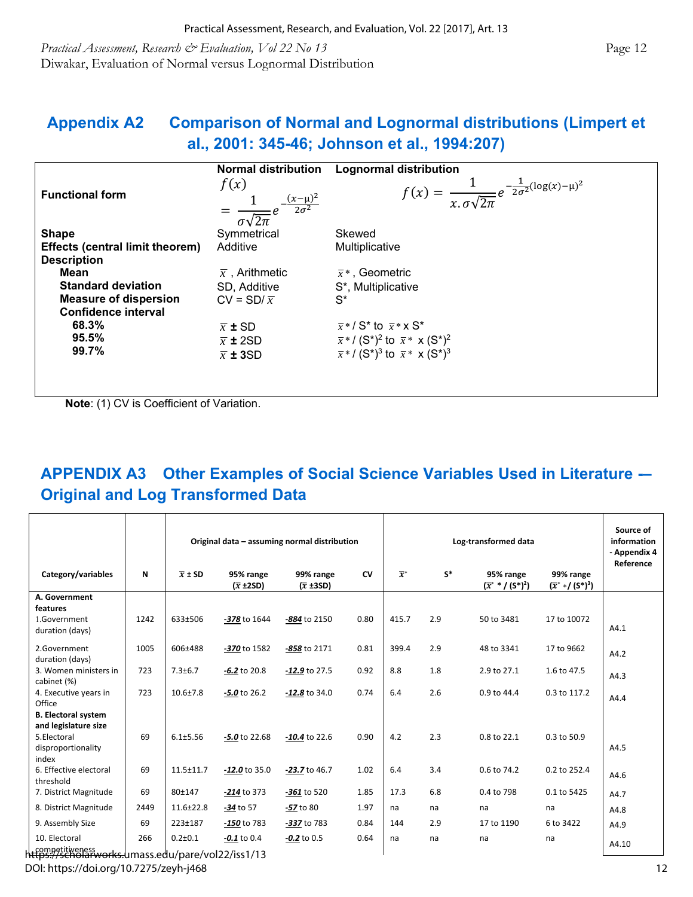## Appendix A2 Comparison of Normal and Lognormal distributions (Limpert et al., 2001: 345-46; Johnson et al., 1994:207)

| | Normal distribution | Lognormal distribution |
|---|---|---|
| **Functional form** | $f(x) = \frac{1}{\sigma\sqrt{2\pi}} e^{-\frac{(x-\mu)^2}{2\sigma^2}}$ | $f(x) = \frac{1}{x.\sigma\sqrt{2\pi}} e^{-\frac{1}{2\sigma^2}(\log(x)-\mu)^2}$ |
| **Shape** | Symmetrical | Skewed |
| **Effects (central limit theorem)** | Additive | Multiplicative |
| **Description** | | |
| **Mean** | $\bar{x}$, Arithmetic | $\bar{x}^*$, Geometric |
| **Standard deviation** | SD, Additive | S*, Multiplicative |
| **Measure of dispersion** | CV = SD/ $\bar{x}$ | S* |
| **Confidence interval** | | |
| **68.3%** | $\bar{x}$ **±** SD | $\bar{x}^*$ / S* to $\bar{x}^*$ x S* |
| **95.5%** | $\bar{x}$ **±** 2SD | $\bar{x}^*$ / $(S^*)^2$ to $\bar{x}^*$ x $(S^*)^2$ |
| **99.7%** | $\bar{x}$ **±** 3SD | $\bar{x}^*$ / $(S^*)^3$ to $\bar{x}^*$ x $(S^*)^3$ |

**Note**: (1) CV is Coefficient of Variation.

## APPENDIX A3 Other Examples of Social Science Variables Used in Literature — Original and Log Transformed Data

| Category/variables | N | Original data – assuming normal distribution | | | | Log-transformed data | | | | Source of information - Appendix 4 Reference |
|---|---|---|---|---|---|---|---|---|---|---|
| | | $\bar{x}$ ± SD | 95% range ($\bar{x}$ ±2SD) | 99% range ($\bar{x}$ ±3SD) | CV | $\bar{x}^*$ | S* | 95% range ($\bar{x}^*$ * / $(S^*)^2$) | 99% range ($\bar{x}^*$ */ $(S^*)^3$) | |
| **A. Government features** | | | | | | | | | | |
| 1.Government duration (days) | 1242 | 633±506 | ***-378*** to 1644 | ***-884*** to 2150 | 0.80 | 415.7 | 2.9 | 50 to 3481 | 17 to 10072 | A4.1 |
| 2.Government duration (days) | 1005 | 606±488 | ***-370*** to 1582 | ***-858*** to 2171 | 0.81 | 399.4 | 2.9 | 48 to 3341 | 17 to 9662 | A4.2 |
| 3. Women ministers in cabinet (%) | 723 | 7.3±6.7 | ***-6.2*** to 20.8 | ***-12.9*** to 27.5 | 0.92 | 8.8 | 1.8 | 2.9 to 27.1 | 1.6 to 47.5 | A4.3 |
| 4. Executive years in Office | 723 | 10.6±7.8 | ***-5.0*** to 26.2 | ***-12.8*** to 34.0 | 0.74 | 6.4 | 2.6 | 0.9 to 44.4 | 0.3 to 117.2 | A4.4 |
| **B. Electoral system and legislature size** | | | | | | | | | | |
| 5.Electoral disproportionality index | 69 | 6.1±5.56 | ***-5.0*** to 22.68 | ***-10.4*** to 22.6 | 0.90 | 4.2 | 2.3 | 0.8 to 22.1 | 0.3 to 50.9 | A4.5 |
| 6. Effective electoral threshold | 69 | 11.5±11.7 | ***-12.0*** to 35.0 | ***-23.7*** to 46.7 | 1.02 | 6.4 | 3.4 | 0.6 to 74.2 | 0.2 to 252.4 | A4.6 |
| 7. District Magnitude | 69 | 80±147 | ***-214*** to 373 | ***-361*** to 520 | 1.85 | 17.3 | 6.8 | 0.4 to 798 | 0.1 to 5425 | A4.7 |
| 8. District Magnitude | 2449 | 11.6±22.8 | ***-34*** to 57 | ***-57*** to 80 | 1.97 | na | na | na | na | A4.8 |
| 9. Assembly Size | 69 | 223±187 | ***-150*** to 783 | ***-337*** to 783 | 0.84 | 144 | 2.9 | 17 to 1190 | 6 to 3422 | A4.9 |
| 10. Electoral competitiveness | 266 | 0.2±0.1 | ***-0.1*** to 0.4 | ***-0.2*** to 0.5 | 0.64 | na | na | na | na | A4.10 |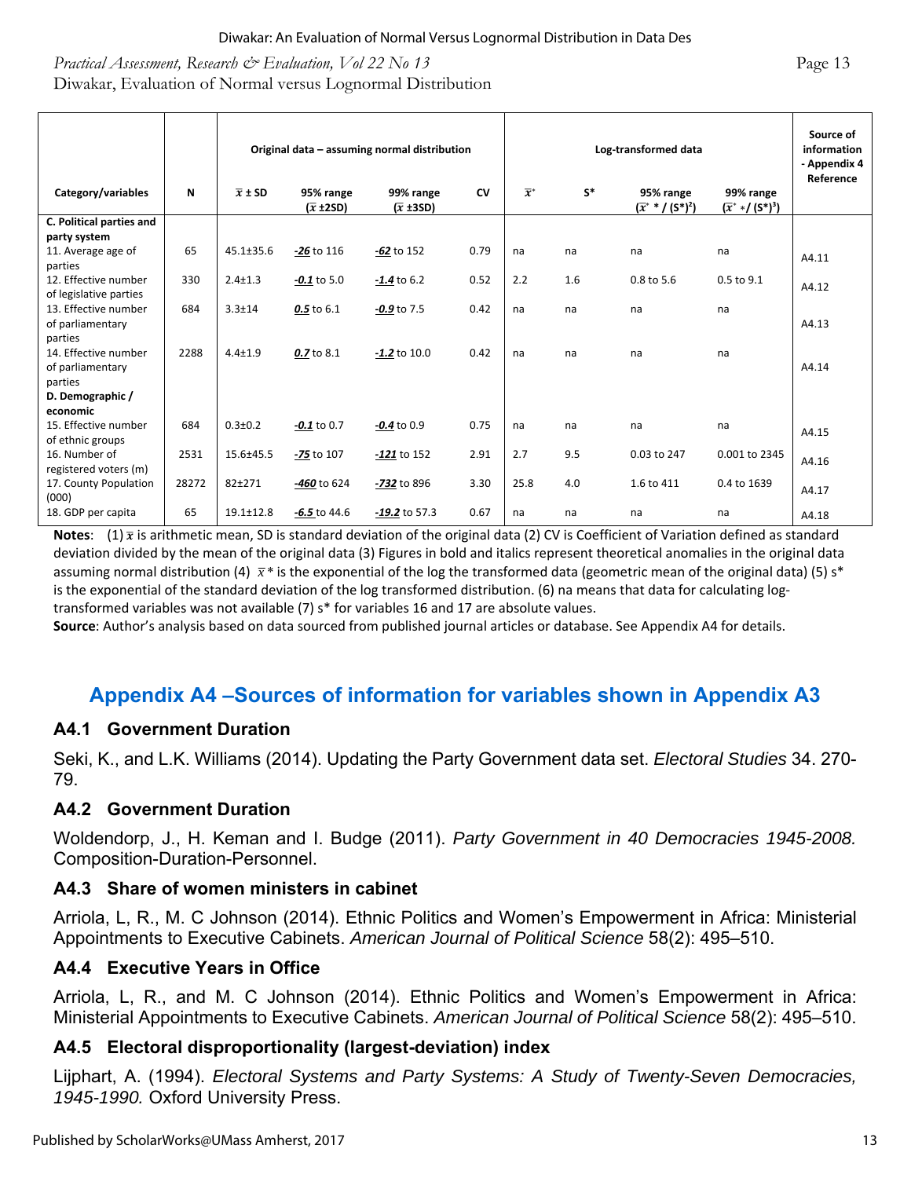| Category/variables | N | Original data – assuming normal distribution | | | | Log-transformed data | | | | Source of information - Appendix 4 Reference |
|---|---|---|---|---|---|---|---|---|---|---|
| | | $\bar{x} \pm$ SD | 95% range ($\bar{x}$ ±2SD) | 99% range ($\bar{x}$ ±3SD) | CV | $\bar{x}^*$ | S* | 95% range ($\bar{x}^*$ * / (S*)$^2$) | 99% range ($\bar{x}^*$ */ (S*)$^3$) | |
| **C. Political parties and party system** | | | | | | | | | | |
| 11. Average age of parties | 65 | 45.1±35.6 | ***-26*** to 116 | ***-62*** to 152 | 0.79 | na | na | na | na | A4.11 |
| 12. Effective number of legislative parties | 330 | 2.4±1.3 | ***-0.1*** to 5.0 | ***-1.4*** to 6.2 | 0.52 | 2.2 | 1.6 | 0.8 to 5.6 | 0.5 to 9.1 | A4.12 |
| 13. Effective number of parliamentary parties | 684 | 3.3±14 | ***0.5*** to 6.1 | ***-0.9*** to 7.5 | 0.42 | na | na | na | na | A4.13 |
| 14. Effective number of parliamentary parties | 2288 | 4.4±1.9 | ***0.7*** to 8.1 | ***-1.2*** to 10.0 | 0.42 | na | na | na | na | A4.14 |
| **D. Demographic / economic** | | | | | | | | | | |
| 15. Effective number of ethnic groups | 684 | 0.3±0.2 | ***-0.1*** to 0.7 | ***-0.4*** to 0.9 | 0.75 | na | na | na | na | A4.15 |
| 16. Number of registered voters (m) | 2531 | 15.6±45.5 | ***-75*** to 107 | ***-121*** to 152 | 2.91 | 2.7 | 9.5 | 0.03 to 247 | 0.001 to 2345 | A4.16 |
| 17. County Population (000) | 28272 | 82±271 | ***-460*** to 624 | ***-732*** to 896 | 3.30 | 25.8 | 4.0 | 1.6 to 411 | 0.4 to 1639 | A4.17 |
| 18. GDP per capita | 65 | 19.1±12.8 | ***-6.5*** to 44.6 | ***-19.2*** to 57.3 | 0.67 | na | na | na | na | A4.18 |

**Notes**: (1) $\bar{x}$ is arithmetic mean, SD is standard deviation of the original data (2) CV is Coefficient of Variation defined as standard deviation divided by the mean of the original data (3) Figures in bold and italics represent theoretical anomalies in the original data assuming normal distribution (4) $\bar{x}^*$ is the exponential of the log the transformed data (geometric mean of the original data) (5) s* is the exponential of the standard deviation of the log transformed distribution. (6) na means that data for calculating log-transformed variables was not available (7) s* for variables 16 and 17 are absolute values.

**Source**: Author's analysis based on data sourced from published journal articles or database. See Appendix A4 for details.

## Appendix A4 –Sources of information for variables shown in Appendix A3

### A4.1 Government Duration

Seki, K., and L.K. Williams (2014). Updating the Party Government data set. *Electoral Studies* 34. 270-79.

### A4.2 Government Duration

Woldendorp, J., H. Keman and I. Budge (2011). *Party Government in 40 Democracies 1945-2008.* Composition-Duration-Personnel.

### A4.3 Share of women ministers in cabinet

Arriola, L, R., M. C Johnson (2014). Ethnic Politics and Women's Empowerment in Africa: Ministerial Appointments to Executive Cabinets. *American Journal of Political Science* 58(2): 495–510.

### A4.4 Executive Years in Office

Arriola, L, R., and M. C Johnson (2014). Ethnic Politics and Women's Empowerment in Africa: Ministerial Appointments to Executive Cabinets. *American Journal of Political Science* 58(2): 495–510.

### A4.5 Electoral disproportionality (largest-deviation) index

Lijphart, A. (1994). *Electoral Systems and Party Systems: A Study of Twenty-Seven Democracies, 1945-1990.* Oxford University Press.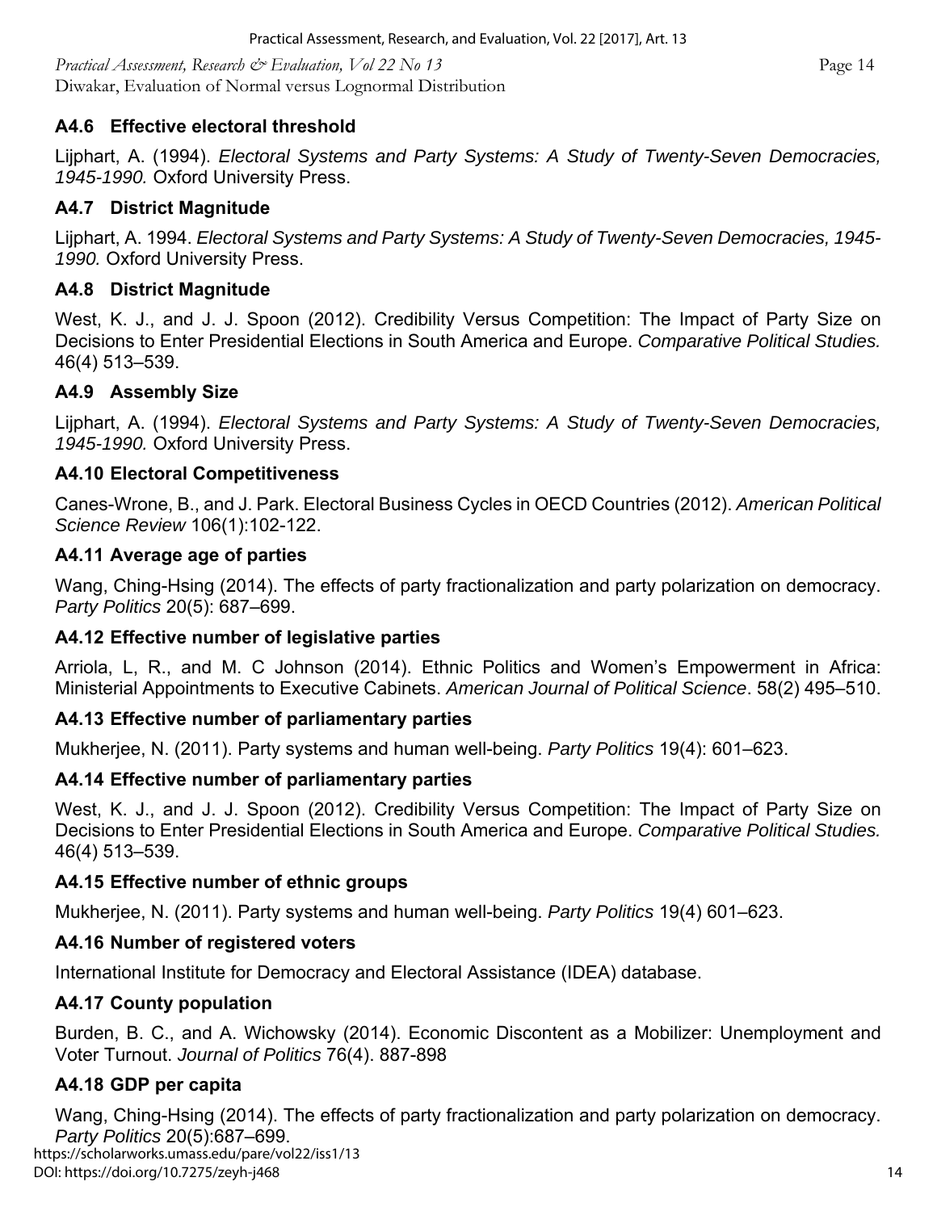### A4.6 Effective electoral threshold

Lijphart, A. (1994). *Electoral Systems and Party Systems: A Study of Twenty-Seven Democracies, 1945-1990.* Oxford University Press.

### A4.7 District Magnitude

Lijphart, A. 1994. *Electoral Systems and Party Systems: A Study of Twenty-Seven Democracies, 1945-1990.* Oxford University Press.

### A4.8 District Magnitude

West, K. J., and J. J. Spoon (2012). Credibility Versus Competition: The Impact of Party Size on Decisions to Enter Presidential Elections in South America and Europe. *Comparative Political Studies.* 46(4) 513–539.

### A4.9 Assembly Size

Lijphart, A. (1994). *Electoral Systems and Party Systems: A Study of Twenty-Seven Democracies, 1945-1990.* Oxford University Press.

### A4.10 Electoral Competitiveness

Canes-Wrone, B., and J. Park. Electoral Business Cycles in OECD Countries (2012). *American Political Science Review* 106(1):102-122.

### A4.11 Average age of parties

Wang, Ching-Hsing (2014). The effects of party fractionalization and party polarization on democracy. *Party Politics* 20(5): 687–699.

### A4.12 Effective number of legislative parties

Arriola, L, R., and M. C Johnson (2014). Ethnic Politics and Women's Empowerment in Africa: Ministerial Appointments to Executive Cabinets. *American Journal of Political Science*. 58(2) 495–510.

### A4.13 Effective number of parliamentary parties

Mukherjee, N. (2011). Party systems and human well-being. *Party Politics* 19(4): 601–623.

### A4.14 Effective number of parliamentary parties

West, K. J., and J. J. Spoon (2012). Credibility Versus Competition: The Impact of Party Size on Decisions to Enter Presidential Elections in South America and Europe. *Comparative Political Studies.* 46(4) 513–539.

### A4.15 Effective number of ethnic groups

Mukherjee, N. (2011). Party systems and human well-being. *Party Politics* 19(4) 601–623.

### A4.16 Number of registered voters

International Institute for Democracy and Electoral Assistance (IDEA) database.

### A4.17 County population

Burden, B. C., and A. Wichowsky (2014). Economic Discontent as a Mobilizer: Unemployment and Voter Turnout. *Journal of Politics* 76(4). 887-898

### A4.18 GDP per capita

Wang, Ching-Hsing (2014). The effects of party fractionalization and party polarization on democracy. *Party Politics* 20(5):687–699.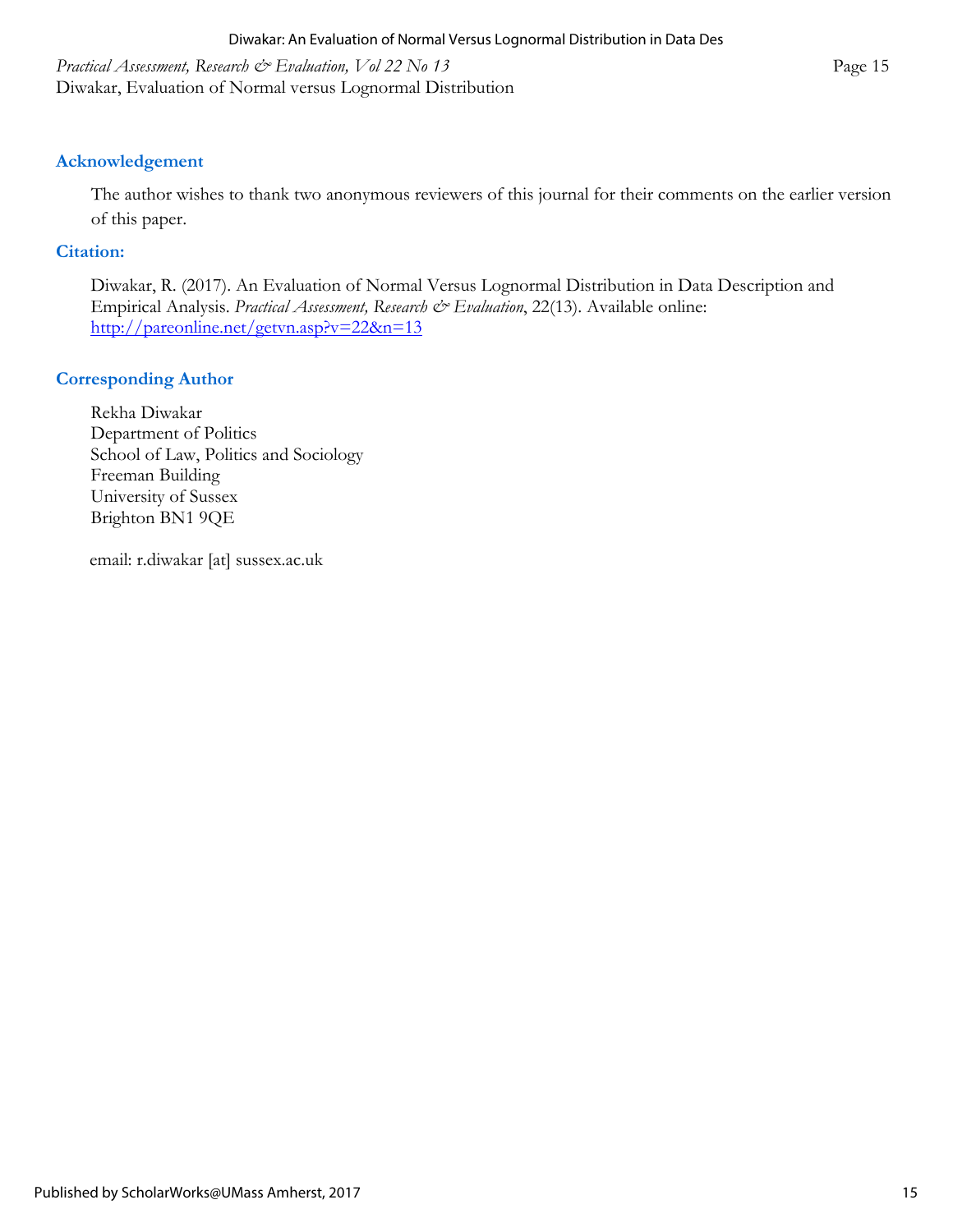## Acknowledgement

The author wishes to thank two anonymous reviewers of this journal for their comments on the earlier version of this paper.

## Citation:

Diwakar, R. (2017). An Evaluation of Normal Versus Lognormal Distribution in Data Description and Empirical Analysis. *Practical Assessment, Research & Evaluation*, 22(13). Available online: http://pareonline.net/getvn.asp?v=22&n=13

## Corresponding Author

Rekha Diwakar
Department of Politics
School of Law, Politics and Sociology
Freeman Building
University of Sussex
Brighton BN1 9QE

email: r.diwakar [at] sussex.ac.uk